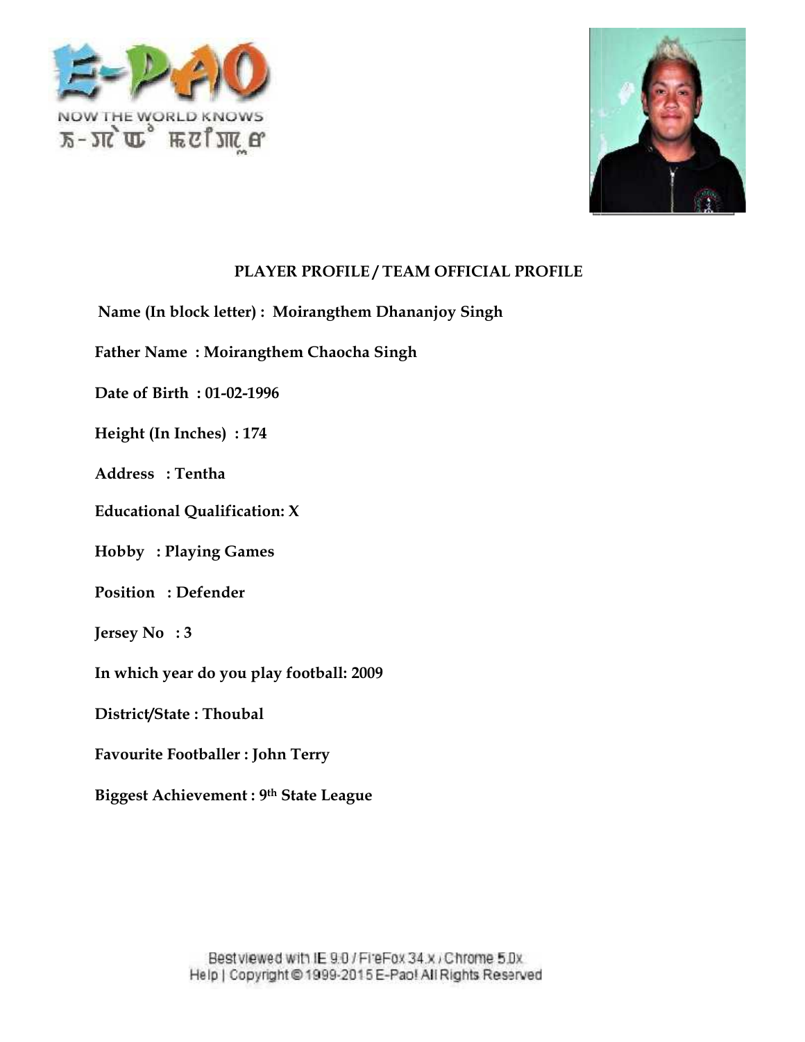## PLAYER PROFILE / TEAM OFFICIAL PROFILE

**Name (In block letter) : Moirangthem Dhananjoy Singh**

**Father Name : Moirangthem Chaocha Singh**

**Date of Birth : 01-02-1996**

**Height (In Inches) : 174**

**Address : Tentha**

**Educational Qualification: X**

**Hobby : Playing Games**

**Position : Defender**

**Jersey No : 3**

**In which year do you play football: 2009**

**District/State : Thoubal**

**Favourite Footballer : John Terry**

**Biggest Achievement : 9th State League**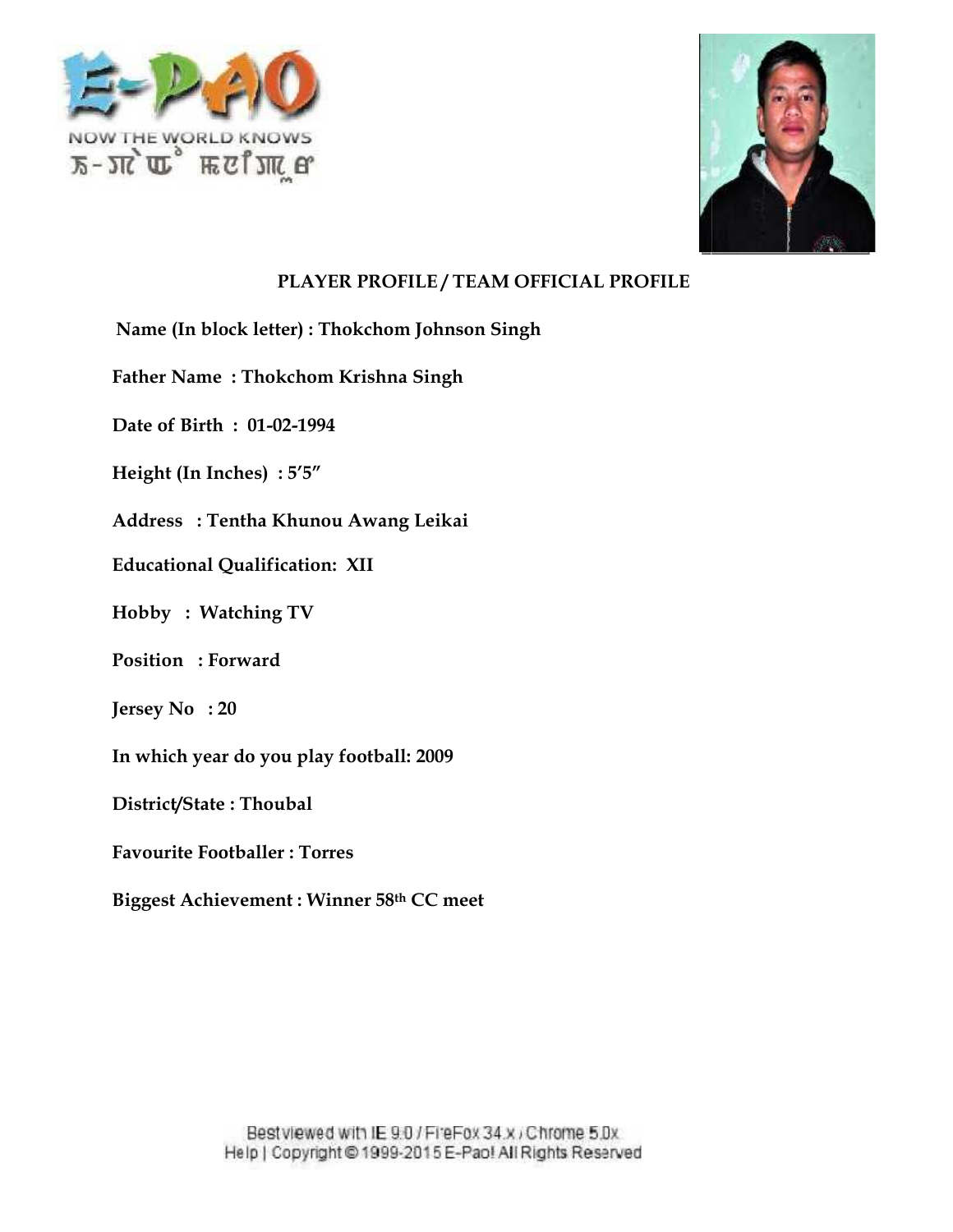**PLAYER PROFILE / TEAM OFFICIAL PROFILE**

**Name (In block letter) : Thokchom Johnson Singh**

**Father Name : Thokchom Krishna Singh**

**Date of Birth : 01-02-1994**

**Height (In Inches) : 5′5″**

**Address : Tentha Khunou Awang Leikai**

**Educational Qualification: XII**

**Hobby : Watching TV**

**Position : Forward**

**Jersey No : 20**

**In which year do you play football: 2009**

**District/State : Thoubal**

**Favourite Footballer : Torres**

**Biggest Achievement : Winner 58th CC meet**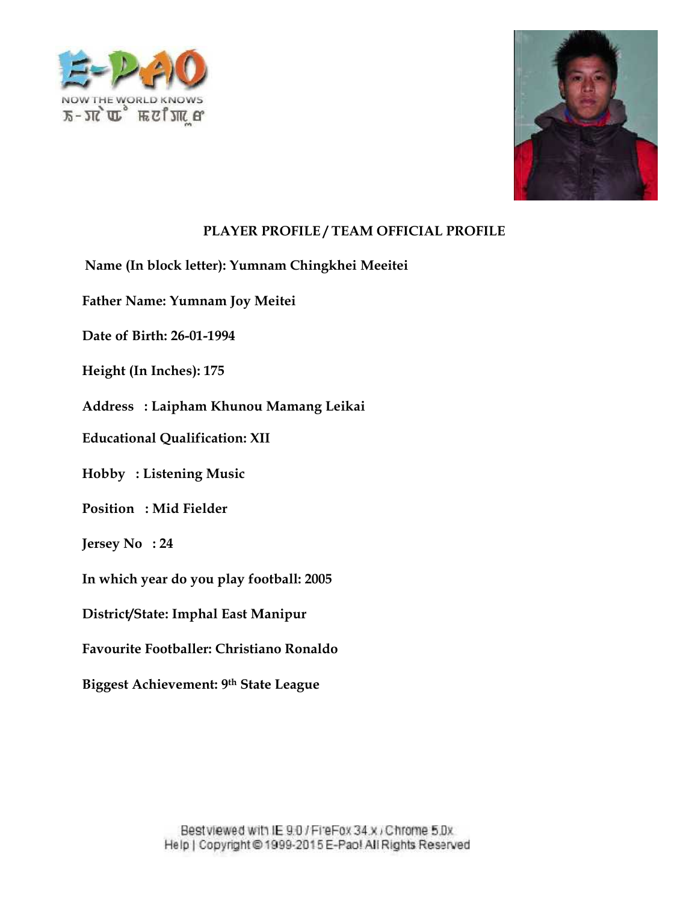## PLAYER PROFILE / TEAM OFFICIAL PROFILE

**Name (In block letter): Yumnam Chingkhei Meeitei**

**Father Name: Yumnam Joy Meitei**

**Date of Birth: 26-01-1994**

**Height (In Inches): 175**

**Address : Laipham Khunou Mamang Leikai**

**Educational Qualification: XII**

**Hobby : Listening Music**

**Position : Mid Fielder**

**Jersey No : 24**

**In which year do you play football: 2005**

**District/State: Imphal East Manipur**

**Favourite Footballer: Christiano Ronaldo**

**Biggest Achievement: 9th State League**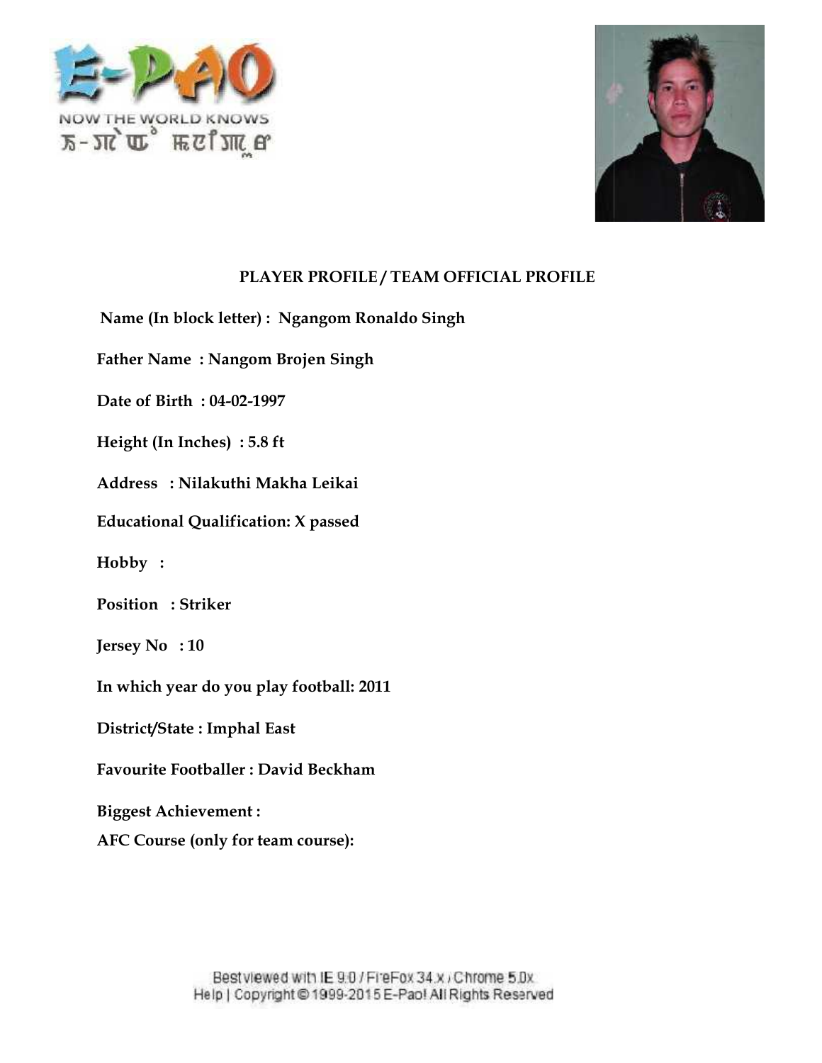**PLAYER PROFILE / TEAM OFFICIAL PROFILE**

**Name (In block letter) : Ngangom Ronaldo Singh**

**Father Name : Nangom Brojen Singh**

**Date of Birth : 04-02-1997**

**Height (In Inches) : 5.8 ft**

**Address : Nilakuthi Makha Leikai**

**Educational Qualification: X passed**

**Hobby :**

**Position : Striker**

**Jersey No : 10**

**In which year do you play football: 2011**

**District/State : Imphal East**

**Favourite Footballer : David Beckham**

**Biggest Achievement :**

**AFC Course (only for team course):**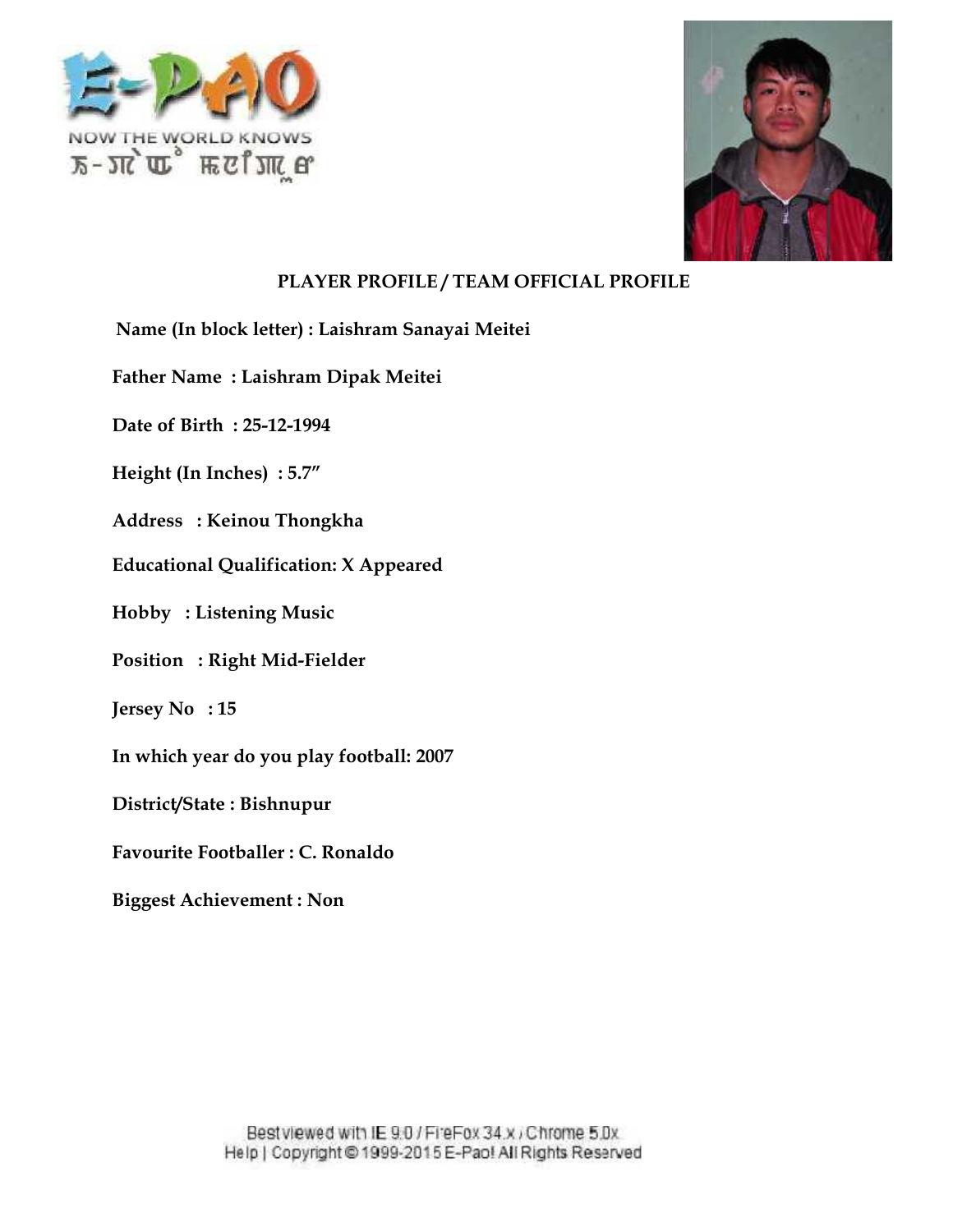## PLAYER PROFILE / TEAM OFFICIAL PROFILE

**Name (In block letter) : Laishram Sanayai Meitei**

**Father Name : Laishram Dipak Meitei**

**Date of Birth : 25-12-1994**

**Height (In Inches) : 5.7″**

**Address : Keinou Thongkha**

**Educational Qualification: X Appeared**

**Hobby : Listening Music**

**Position : Right Mid-Fielder**

**Jersey No : 15**

**In which year do you play football: 2007**

**District/State : Bishnupur**

**Favourite Footballer : C. Ronaldo**

**Biggest Achievement : Non**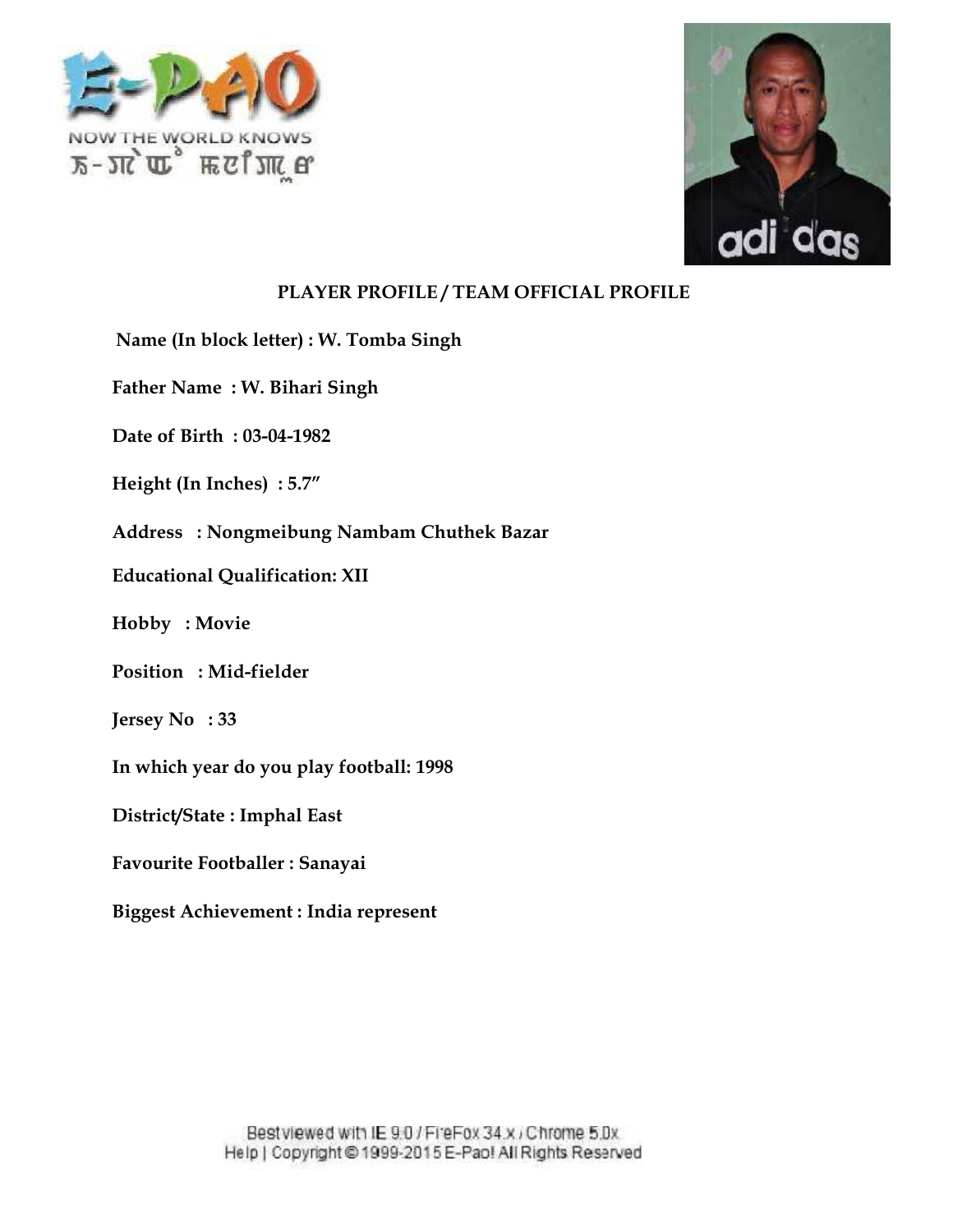## PLAYER PROFILE / TEAM OFFICIAL PROFILE

**Name (In block letter) : W. Tomba Singh**

**Father Name : W. Bihari Singh**

**Date of Birth : 03-04-1982**

**Height (In Inches) : 5.7″**

**Address : Nongmeibung Nambam Chuthek Bazar**

**Educational Qualification: XII**

**Hobby : Movie**

**Position : Mid-fielder**

**Jersey No : 33**

**In which year do you play football: 1998**

**District/State : Imphal East**

**Favourite Footballer : Sanayai**

**Biggest Achievement : India represent**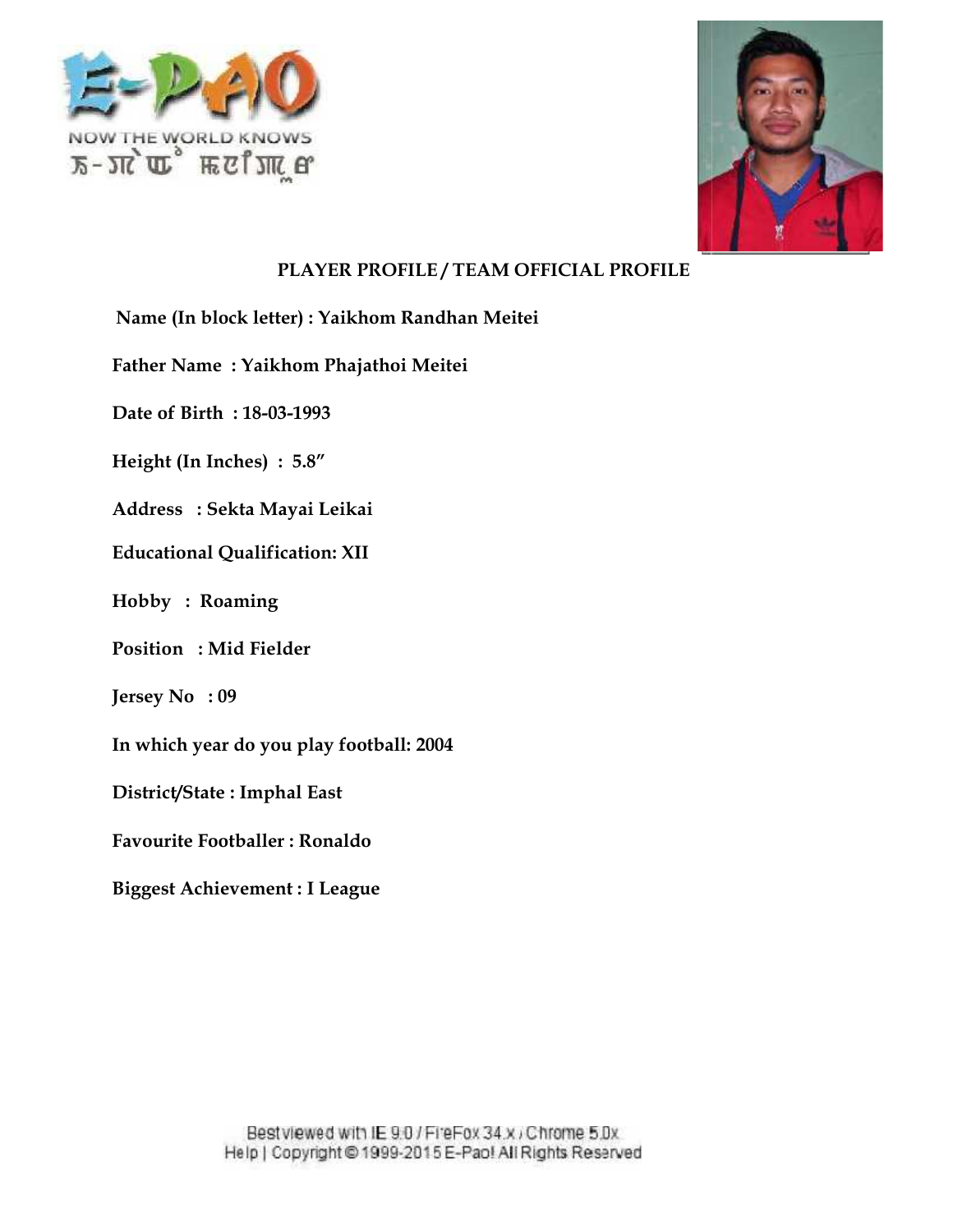## PLAYER PROFILE / TEAM OFFICIAL PROFILE

**Name (In block letter) : Yaikhom Randhan Meitei**

**Father Name : Yaikhom Phajathoi Meitei**

**Date of Birth : 18-03-1993**

**Height (In Inches) : 5.8″**

**Address : Sekta Mayai Leikai**

**Educational Qualification: XII**

**Hobby : Roaming**

**Position : Mid Fielder**

**Jersey No : 09**

**In which year do you play football: 2004**

**District/State : Imphal East**

**Favourite Footballer : Ronaldo**

**Biggest Achievement : I League**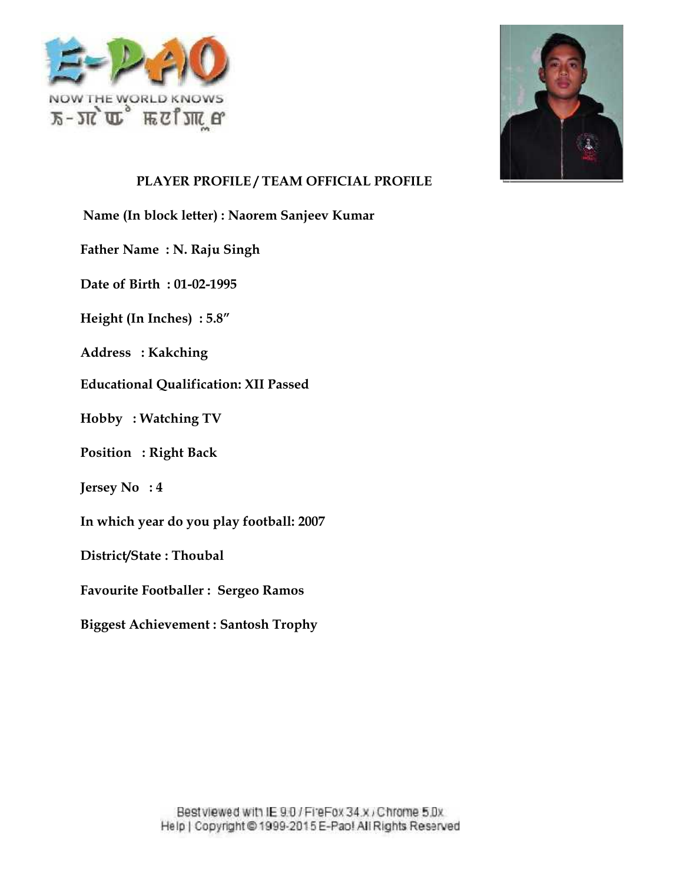**PLAYER PROFILE / TEAM OFFICIAL PROFILE**

**Name (In block letter) : Naorem Sanjeev Kumar**

**Father Name : N. Raju Singh**

**Date of Birth : 01-02-1995**

**Height (In Inches) : 5.8″**

**Address : Kakching**

**Educational Qualification: XII Passed**

**Hobby : Watching TV**

**Position : Right Back**

**Jersey No : 4**

**In which year do you play football: 2007**

**District/State : Thoubal**

**Favourite Footballer : Sergeo Ramos**

**Biggest Achievement : Santosh Trophy**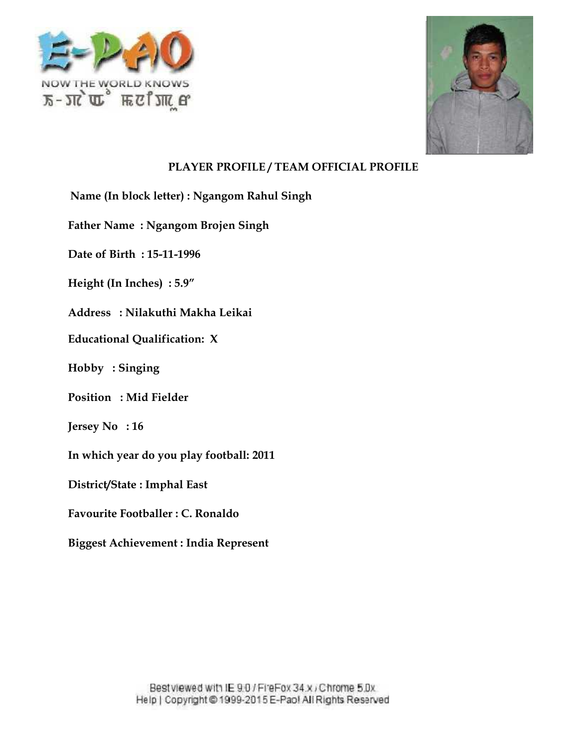**PLAYER PROFILE / TEAM OFFICIAL PROFILE**

**Name (In block letter) : Ngangom Rahul Singh**

**Father Name : Ngangom Brojen Singh**

**Date of Birth : 15-11-1996**

**Height (In Inches) : 5.9"**

**Address : Nilakuthi Makha Leikai**

**Educational Qualification: X**

**Hobby : Singing**

**Position : Mid Fielder**

**Jersey No : 16**

**In which year do you play football: 2011**

**District/State : Imphal East**

**Favourite Footballer : C. Ronaldo**

**Biggest Achievement : India Represent**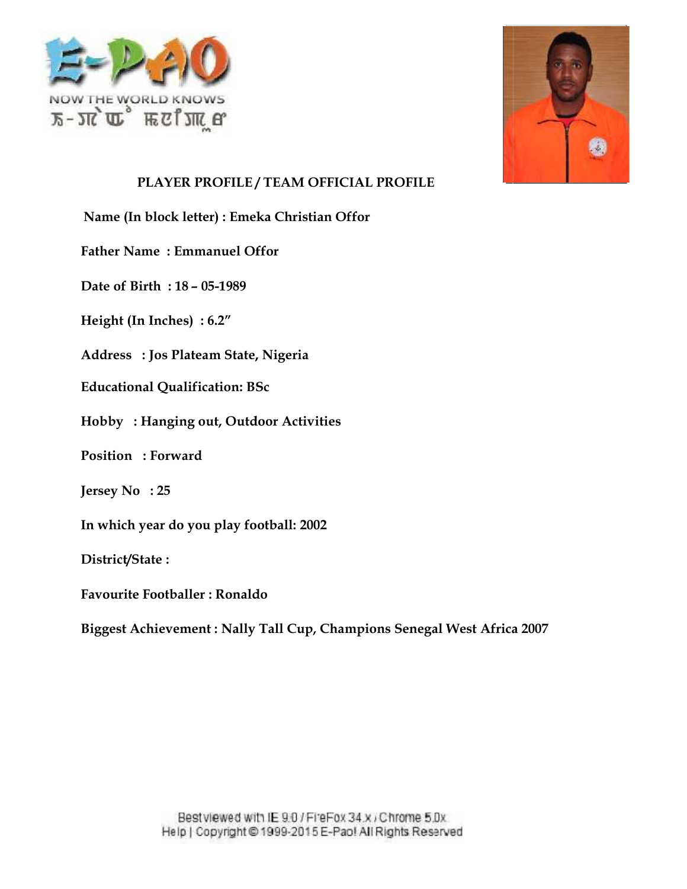NOW THE WORLD KNOWS

## PLAYER PROFILE / TEAM OFFICIAL PROFILE

**Name (In block letter) : Emeka Christian Offor**

**Father Name : Emmanuel Offor**

**Date of Birth : 18 – 05-1989**

**Height (In Inches) : 6.2"**

**Address : Jos Plateam State, Nigeria**

**Educational Qualification: BSc**

**Hobby : Hanging out, Outdoor Activities**

**Position : Forward**

**Jersey No : 25**

**In which year do you play football: 2002**

**District/State :**

**Favourite Footballer : Ronaldo**

**Biggest Achievement : Nally Tall Cup, Champions Senegal West Africa 2007**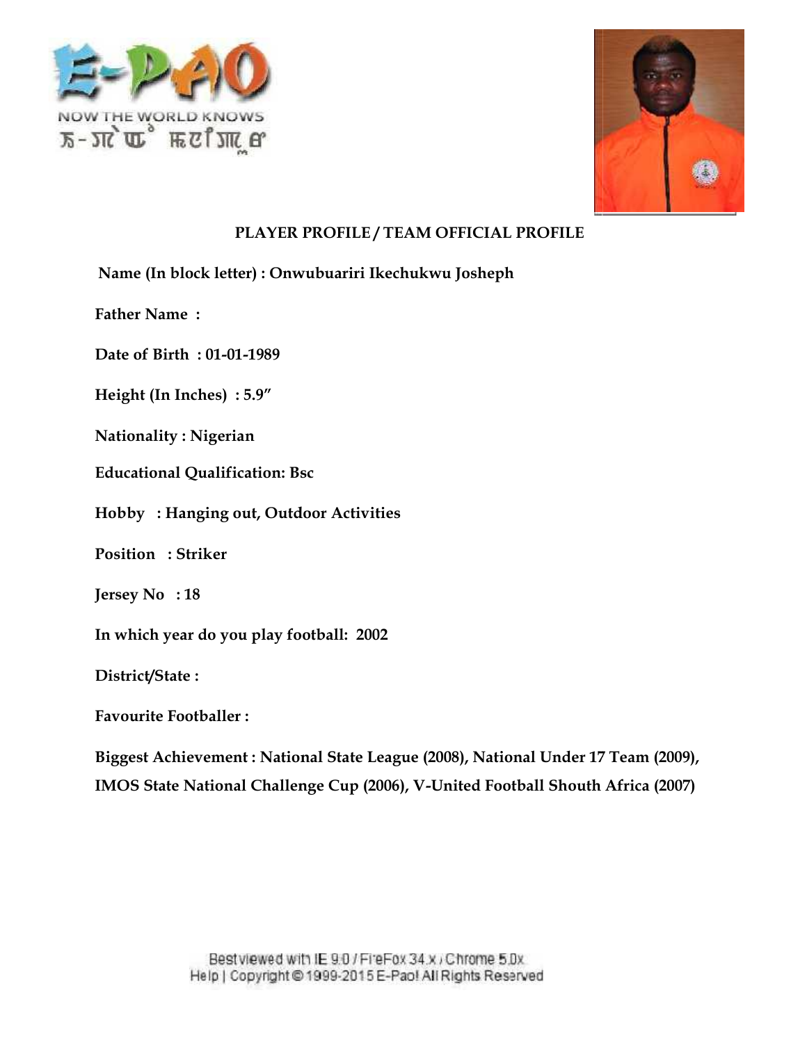## PLAYER PROFILE / TEAM OFFICIAL PROFILE

**Name (In block letter) : Onwubuariri Ikechukwu Josheph**

**Father Name :**

**Date of Birth : 01-01-1989**

**Height (In Inches) : 5.9"**

**Nationality : Nigerian**

**Educational Qualification: Bsc**

**Hobby : Hanging out, Outdoor Activities**

**Position : Striker**

**Jersey No : 18**

**In which year do you play football: 2002**

**District/State :**

**Favourite Footballer :**

**Biggest Achievement : National State League (2008), National Under 17 Team (2009), IMOS State National Challenge Cup (2006), V-United Football Shouth Africa (2007)**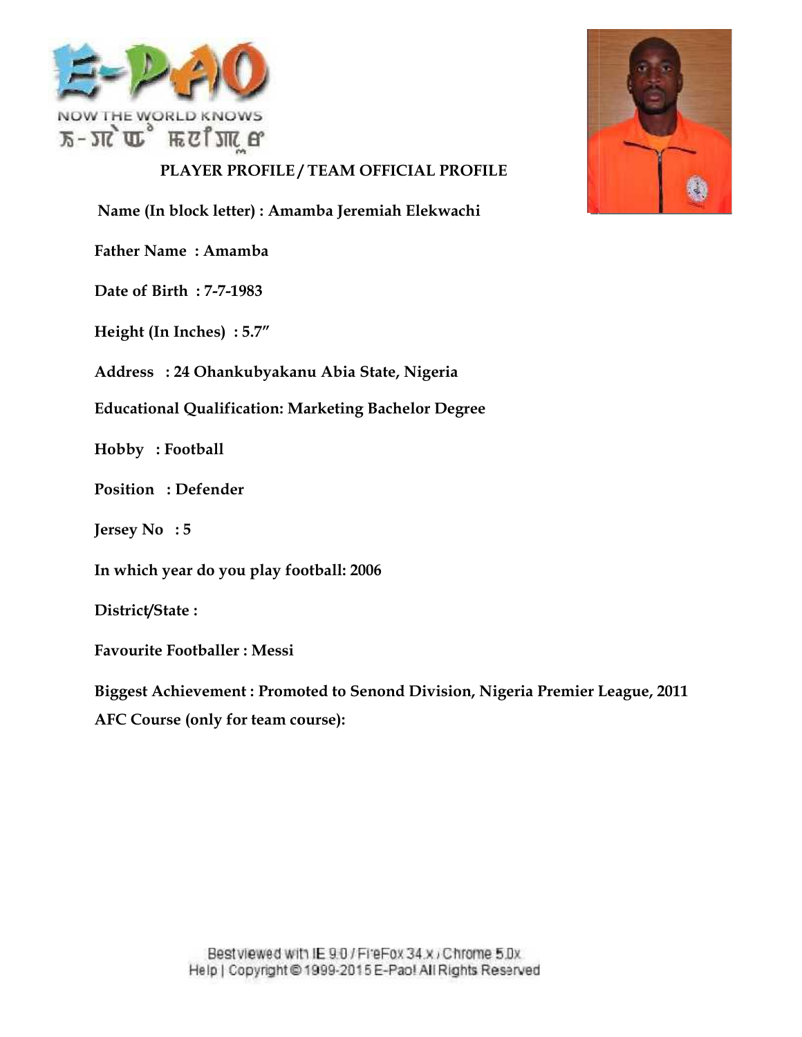NOW THE WORLD KNOWS

## PLAYER PROFILE / TEAM OFFICIAL PROFILE

**Name (In block letter) : Amamba Jeremiah Elekwachi**

**Father Name : Amamba**

**Date of Birth : 7-7-1983**

**Height (In Inches) : 5.7″**

**Address : 24 Ohankubyakanu Abia State, Nigeria**

**Educational Qualification: Marketing Bachelor Degree**

**Hobby : Football**

**Position : Defender**

**Jersey No : 5**

**In which year do you play football: 2006**

**District/State :**

**Favourite Footballer : Messi**

**Biggest Achievement : Promoted to Senond Division, Nigeria Premier League, 2011**

**AFC Course (only for team course):**

Best viewed with IE 9.0 / FireFox 34.x / Chrome 5.0x
Help | Copyright © 1999-2015 E-Pao! All Rights Reserved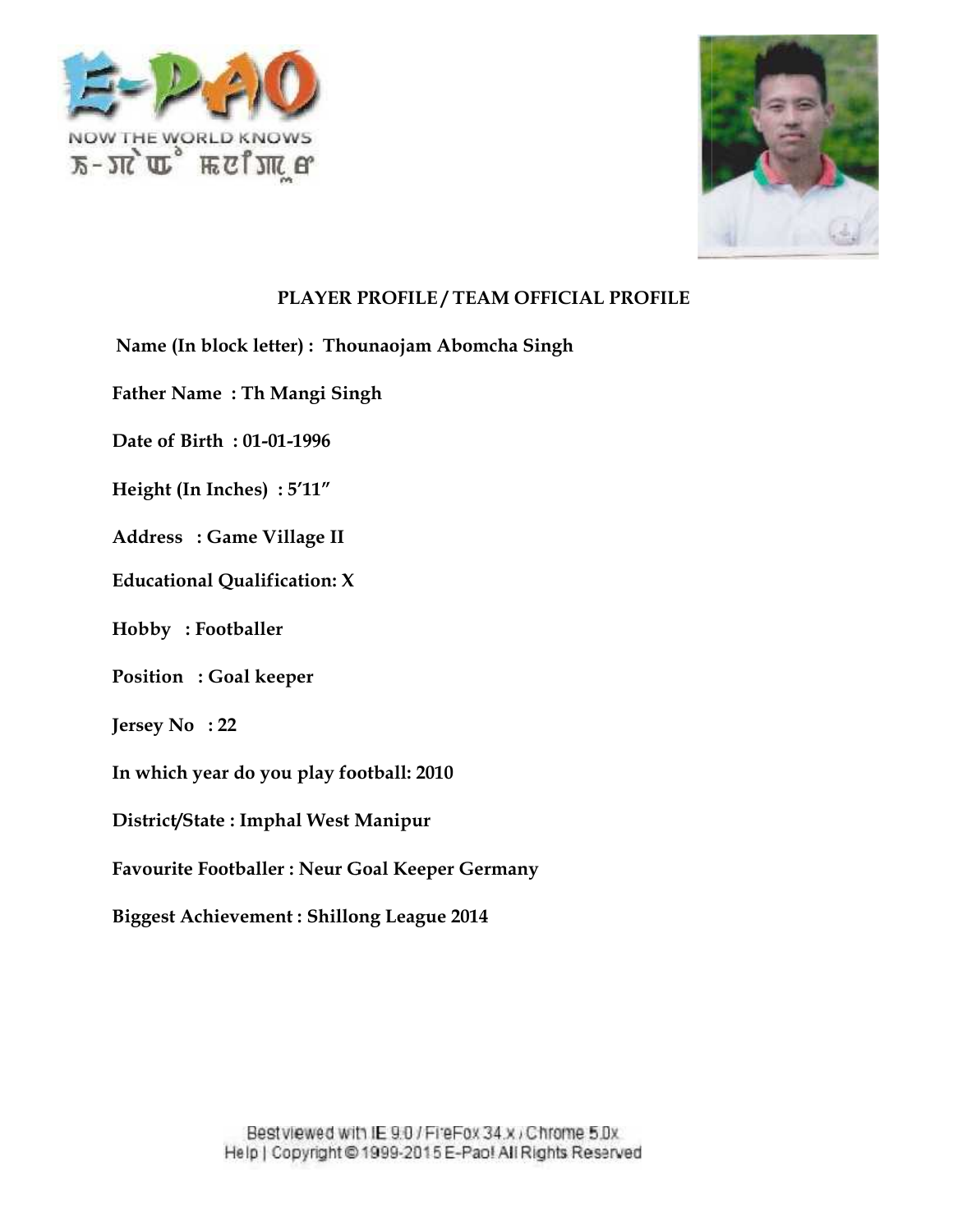## PLAYER PROFILE / TEAM OFFICIAL PROFILE

**Name (In block letter) : Thounaojam Abomcha Singh**

**Father Name : Th Mangi Singh**

**Date of Birth : 01-01-1996**

**Height (In Inches) : 5′11″**

**Address : Game Village II**

**Educational Qualification: X**

**Hobby : Footballer**

**Position : Goal keeper**

**Jersey No : 22**

**In which year do you play football: 2010**

**District/State : Imphal West Manipur**

**Favourite Footballer : Neur Goal Keeper Germany**

**Biggest Achievement : Shillong League 2014**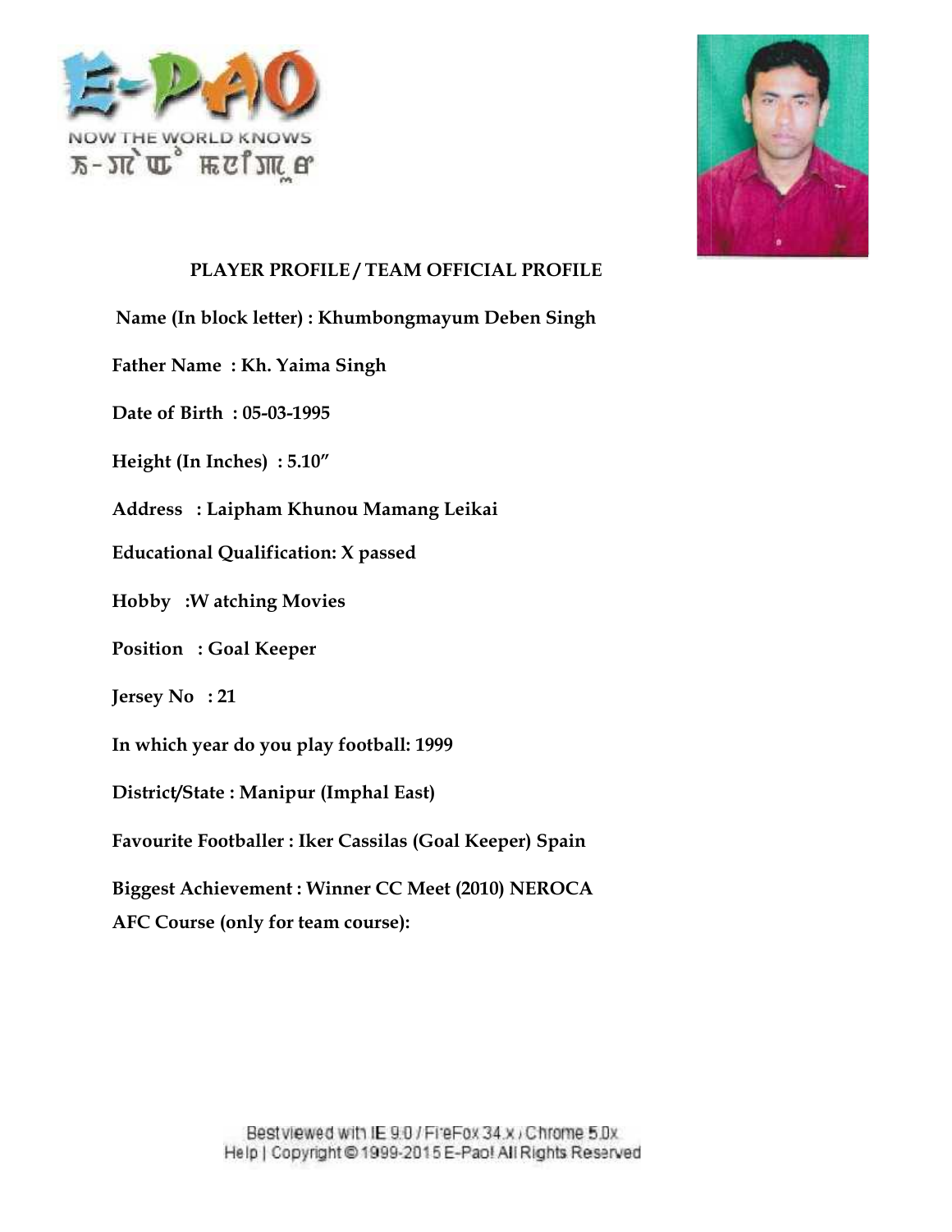## PLAYER PROFILE / TEAM OFFICIAL PROFILE

**Name (In block letter) : Khumbongmayum Deben Singh**

**Father Name : Kh. Yaima Singh**

**Date of Birth : 05-03-1995**

**Height (In Inches) : 5.10"**

**Address : Laipham Khunou Mamang Leikai**

**Educational Qualification: X passed**

**Hobby :W atching Movies**

**Position : Goal Keeper**

**Jersey No : 21**

**In which year do you play football: 1999**

**District/State : Manipur (Imphal East)**

**Favourite Footballer : Iker Cassilas (Goal Keeper) Spain**

**Biggest Achievement : Winner CC Meet (2010) NEROCA**

**AFC Course (only for team course):**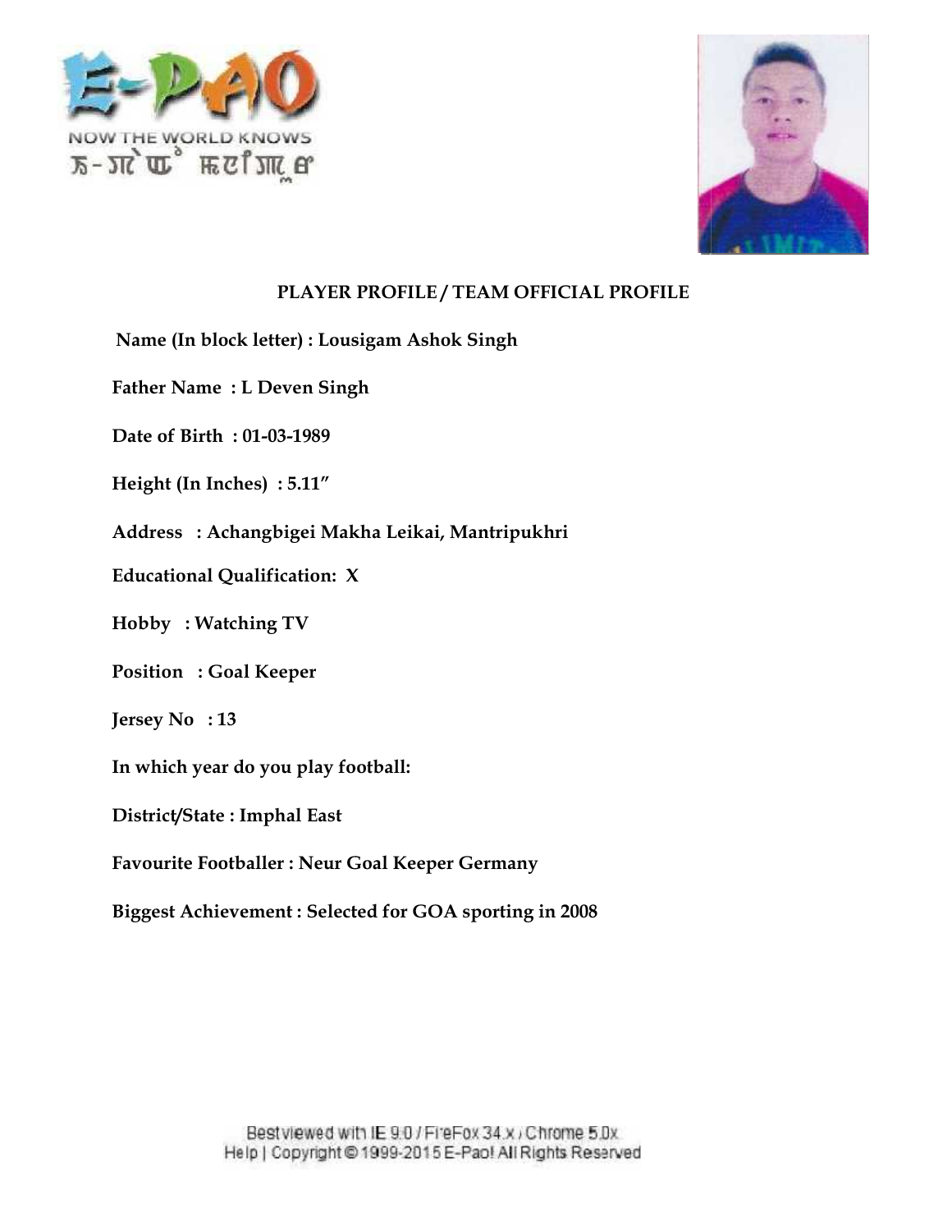NOW THE WORLD KNOWS

## PLAYER PROFILE / TEAM OFFICIAL PROFILE

**Name (In block letter) : Lousigam Ashok Singh**

**Father Name : L Deven Singh**

**Date of Birth : 01-03-1989**

**Height (In Inches) : 5.11"**

**Address : Achangbigei Makha Leikai, Mantripukhri**

**Educational Qualification: X**

**Hobby : Watching TV**

**Position : Goal Keeper**

**Jersey No : 13**

**In which year do you play football:**

**District/State : Imphal East**

**Favourite Footballer : Neur Goal Keeper Germany**

**Biggest Achievement : Selected for GOA sporting in 2008**